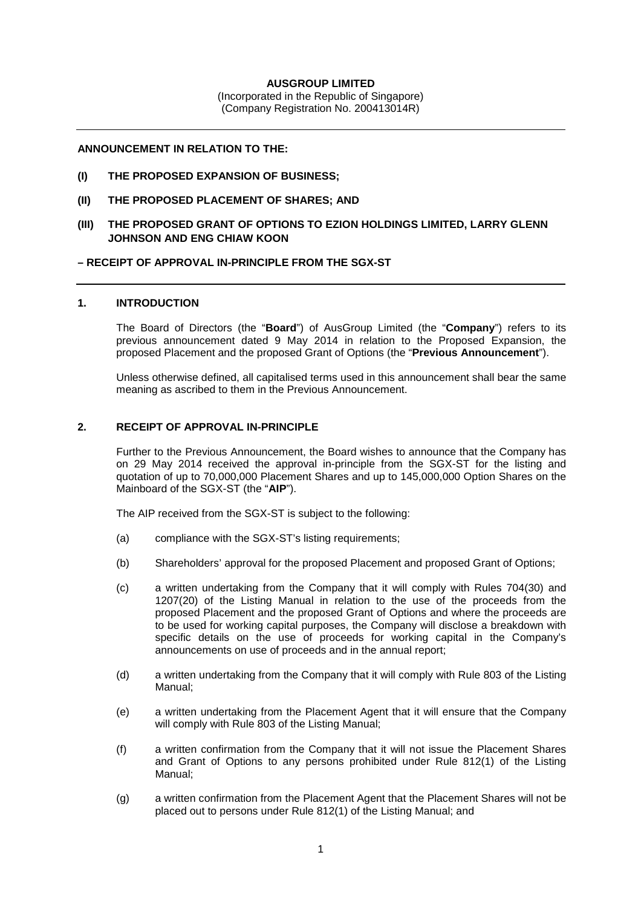**AUSGROUP LIMITED**
(Incorporated in the Republic of Singapore)
(Company Registration No. 200413014R)

---

**ANNOUNCEMENT IN RELATION TO THE:**

**(I) THE PROPOSED EXPANSION OF BUSINESS;**

**(II) THE PROPOSED PLACEMENT OF SHARES; AND**

**(III) THE PROPOSED GRANT OF OPTIONS TO EZION HOLDINGS LIMITED, LARRY GLENN JOHNSON AND ENG CHIAW KOON**

**– RECEIPT OF APPROVAL IN-PRINCIPLE FROM THE SGX-ST**

---

## 1. INTRODUCTION

The Board of Directors (the "**Board**") of AusGroup Limited (the "**Company**") refers to its previous announcement dated 9 May 2014 in relation to the Proposed Expansion, the proposed Placement and the proposed Grant of Options (the "**Previous Announcement**").

Unless otherwise defined, all capitalised terms used in this announcement shall bear the same meaning as ascribed to them in the Previous Announcement.

## 2. RECEIPT OF APPROVAL IN-PRINCIPLE

Further to the Previous Announcement, the Board wishes to announce that the Company has on 29 May 2014 received the approval in-principle from the SGX-ST for the listing and quotation of up to 70,000,000 Placement Shares and up to 145,000,000 Option Shares on the Mainboard of the SGX-ST (the "**AIP**").

The AIP received from the SGX-ST is subject to the following:

(a) compliance with the SGX-ST's listing requirements;

(b) Shareholders' approval for the proposed Placement and proposed Grant of Options;

(c) a written undertaking from the Company that it will comply with Rules 704(30) and 1207(20) of the Listing Manual in relation to the use of the proceeds from the proposed Placement and the proposed Grant of Options and where the proceeds are to be used for working capital purposes, the Company will disclose a breakdown with specific details on the use of proceeds for working capital in the Company's announcements on use of proceeds and in the annual report;

(d) a written undertaking from the Company that it will comply with Rule 803 of the Listing Manual;

(e) a written undertaking from the Placement Agent that it will ensure that the Company will comply with Rule 803 of the Listing Manual;

(f) a written confirmation from the Company that it will not issue the Placement Shares and Grant of Options to any persons prohibited under Rule 812(1) of the Listing Manual;

(g) a written confirmation from the Placement Agent that the Placement Shares will not be placed out to persons under Rule 812(1) of the Listing Manual; and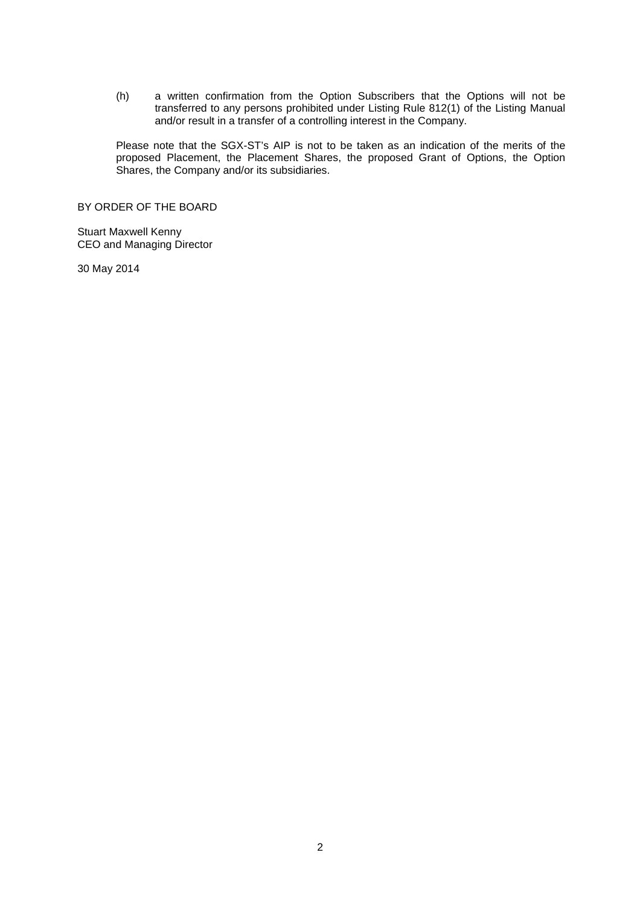(h) a written confirmation from the Option Subscribers that the Options will not be transferred to any persons prohibited under Listing Rule 812(1) of the Listing Manual and/or result in a transfer of a controlling interest in the Company.

Please note that the SGX-ST's AIP is not to be taken as an indication of the merits of the proposed Placement, the Placement Shares, the proposed Grant of Options, the Option Shares, the Company and/or its subsidiaries.

BY ORDER OF THE BOARD

Stuart Maxwell Kenny
CEO and Managing Director

30 May 2014